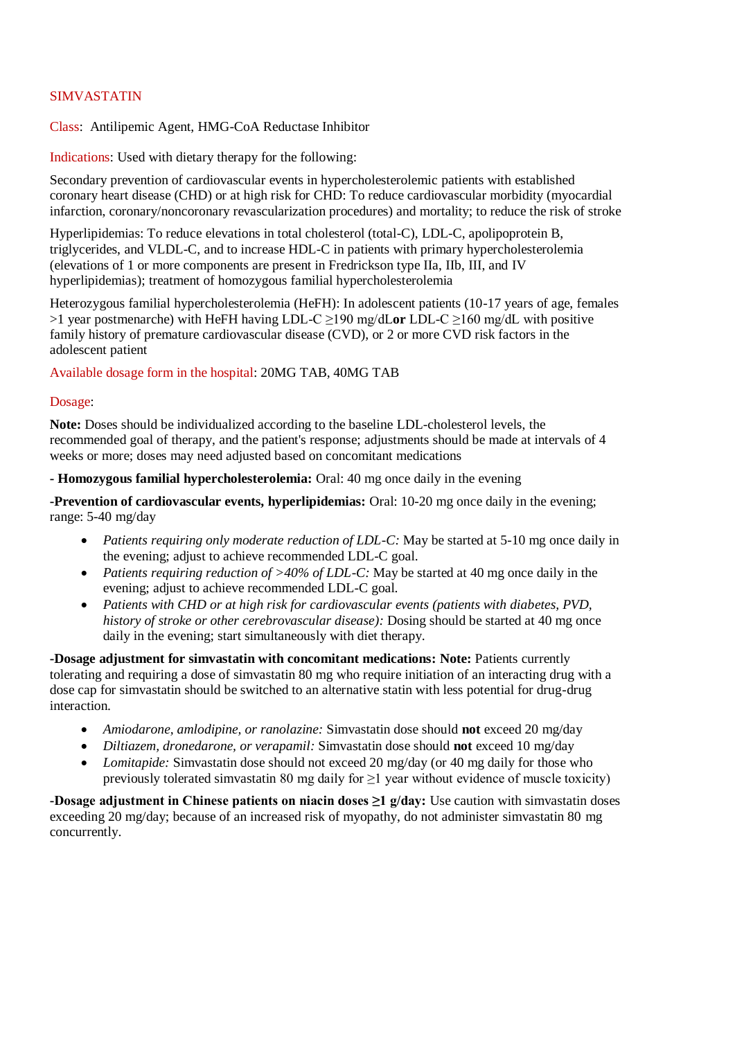# SIMVASTATIN

**Class**: Antilipemic Agent, HMG-CoA Reductase Inhibitor

**Indications**: Used with dietary therapy for the following:

Secondary prevention of cardiovascular events in hypercholesterolemic patients with established coronary heart disease (CHD) or at high risk for CHD: To reduce cardiovascular morbidity (myocardial infarction, coronary/noncoronary revascularization procedures) and mortality; to reduce the risk of stroke

Hyperlipidemias: To reduce elevations in total cholesterol (total-C), LDL-C, apolipoprotein B, triglycerides, and VLDL-C, and to increase HDL-C in patients with primary hypercholesterolemia (elevations of 1 or more components are present in Fredrickson type IIa, IIb, III, and IV hyperlipidemias); treatment of homozygous familial hypercholesterolemia

Heterozygous familial hypercholesterolemia (HeFH): In adolescent patients (10-17 years of age, females >1 year postmenarche) with HeFH having LDL-C ≥190 mg/dL **or** LDL-C ≥160 mg/dL with positive family history of premature cardiovascular disease (CVD), or 2 or more CVD risk factors in the adolescent patient

**Available dosage form in the hospital**: 20MG TAB, 40MG TAB

**Dosage**:

**Note:** Doses should be individualized according to the baseline LDL-cholesterol levels, the recommended goal of therapy, and the patient's response; adjustments should be made at intervals of 4 weeks or more; doses may need adjusted based on concomitant medications

**- Homozygous familial hypercholesterolemia:** Oral: 40 mg once daily in the evening

**-Prevention of cardiovascular events, hyperlipidemias:** Oral: 10-20 mg once daily in the evening; range: 5-40 mg/day

- *Patients requiring only moderate reduction of LDL-C:* May be started at 5-10 mg once daily in the evening; adjust to achieve recommended LDL-C goal.
- *Patients requiring reduction of >40% of LDL-C:* May be started at 40 mg once daily in the evening; adjust to achieve recommended LDL-C goal.
- *Patients with CHD or at high risk for cardiovascular events (patients with diabetes, PVD, history of stroke or other cerebrovascular disease):* Dosing should be started at 40 mg once daily in the evening; start simultaneously with diet therapy.

**-Dosage adjustment for simvastatin with concomitant medications: Note:** Patients currently tolerating and requiring a dose of simvastatin 80 mg who require initiation of an interacting drug with a dose cap for simvastatin should be switched to an alternative statin with less potential for drug-drug interaction.

- *Amiodarone, amlodipine, or ranolazine:* Simvastatin dose should **not** exceed 20 mg/day
- *Diltiazem, dronedarone, or verapamil:* Simvastatin dose should **not** exceed 10 mg/day
- *Lomitapide:* Simvastatin dose should not exceed 20 mg/day (or 40 mg daily for those who previously tolerated simvastatin 80 mg daily for ≥1 year without evidence of muscle toxicity)

**-Dosage adjustment in Chinese patients on niacin doses ≥1 g/day:** Use caution with simvastatin doses exceeding 20 mg/day; because of an increased risk of myopathy, do not administer simvastatin 80 mg concurrently.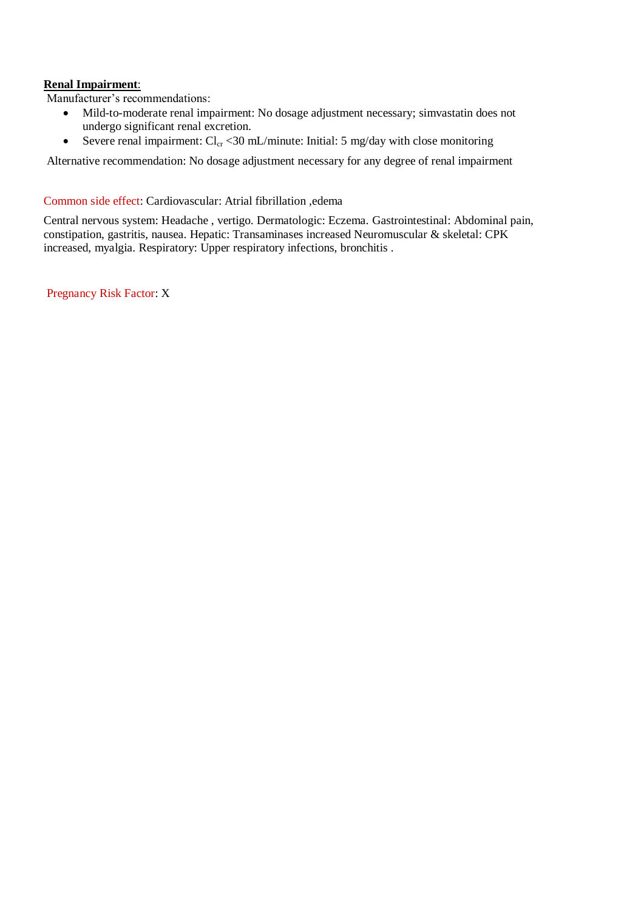**Renal Impairment**:

Manufacturer's recommendations:

- Mild-to-moderate renal impairment: No dosage adjustment necessary; simvastatin does not undergo significant renal excretion.
- Severe renal impairment: $Cl_{cr}$ <30 mL/minute: Initial: 5 mg/day with close monitoring

Alternative recommendation: No dosage adjustment necessary for any degree of renal impairment

Common side effect: Cardiovascular: Atrial fibrillation ,edema

Central nervous system: Headache , vertigo. Dermatologic: Eczema. Gastrointestinal: Abdominal pain, constipation, gastritis, nausea. Hepatic: Transaminases increased Neuromuscular & skeletal: CPK increased, myalgia. Respiratory: Upper respiratory infections, bronchitis .

Pregnancy Risk Factor: X